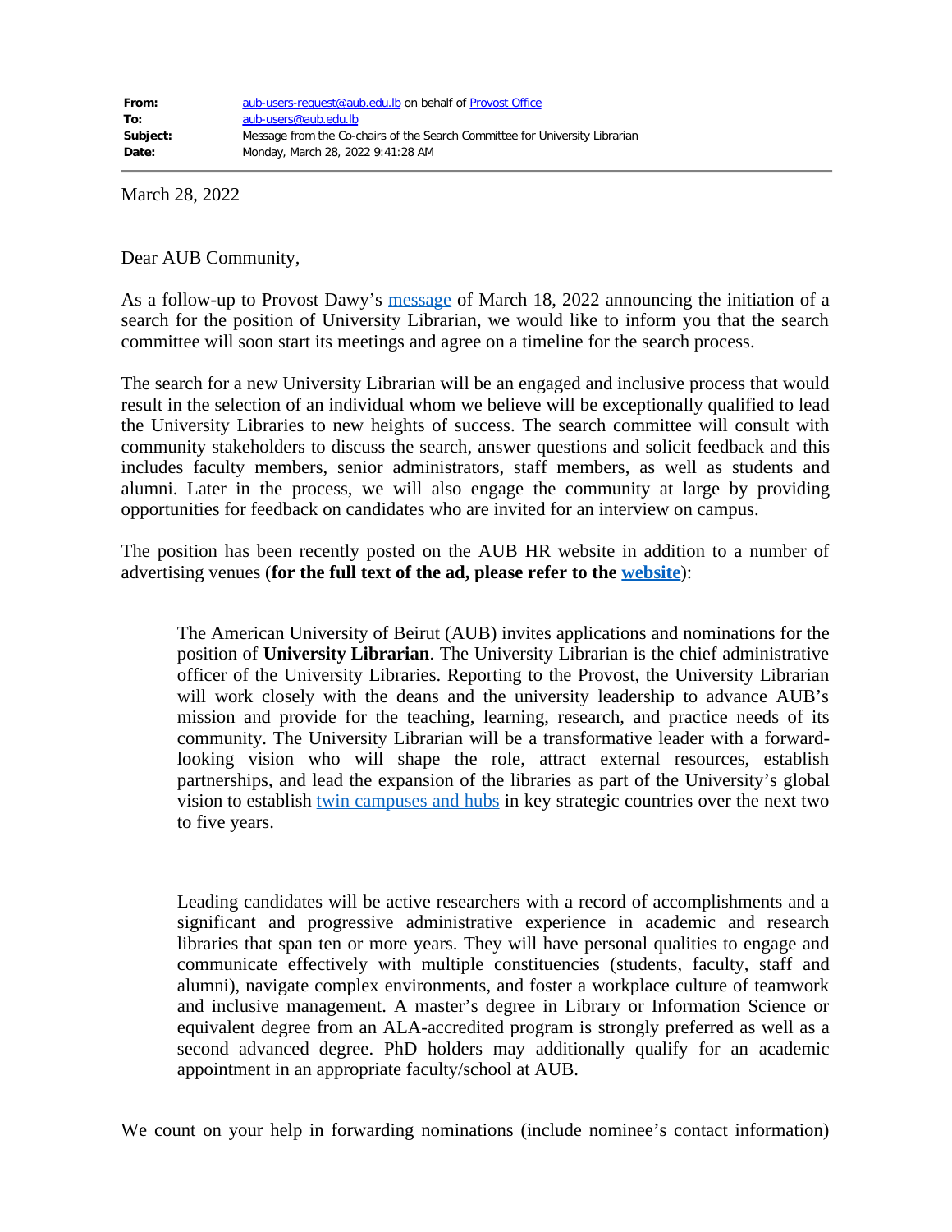| | |
|---|---|
| **From:** | aub-users-request@aub.edu.lb on behalf of Provost Office |
| **To:** | aub-users@aub.edu.lb |
| **Subject:** | Message from the Co-chairs of the Search Committee for University Librarian |
| **Date:** | Monday, March 28, 2022 9:41:28 AM |

March 28, 2022

Dear AUB Community,

As a follow-up to Provost Dawy's message of March 18, 2022 announcing the initiation of a search for the position of University Librarian, we would like to inform you that the search committee will soon start its meetings and agree on a timeline for the search process.

The search for a new University Librarian will be an engaged and inclusive process that would result in the selection of an individual whom we believe will be exceptionally qualified to lead the University Libraries to new heights of success. The search committee will consult with community stakeholders to discuss the search, answer questions and solicit feedback and this includes faculty members, senior administrators, staff members, as well as students and alumni. Later in the process, we will also engage the community at large by providing opportunities for feedback on candidates who are invited for an interview on campus.

The position has been recently posted on the AUB HR website in addition to a number of advertising venues (**for the full text of the ad, please refer to the website**):

> The American University of Beirut (AUB) invites applications and nominations for the position of **University Librarian**. The University Librarian is the chief administrative officer of the University Libraries. Reporting to the Provost, the University Librarian will work closely with the deans and the university leadership to advance AUB's mission and provide for the teaching, learning, research, and practice needs of its community. The University Librarian will be a transformative leader with a forward-looking vision who will shape the role, attract external resources, establish partnerships, and lead the expansion of the libraries as part of the University's global vision to establish twin campuses and hubs in key strategic countries over the next two to five years.
>
> Leading candidates will be active researchers with a record of accomplishments and a significant and progressive administrative experience in academic and research libraries that span ten or more years. They will have personal qualities to engage and communicate effectively with multiple constituencies (students, faculty, staff and alumni), navigate complex environments, and foster a workplace culture of teamwork and inclusive management. A master's degree in Library or Information Science or equivalent degree from an ALA-accredited program is strongly preferred as well as a second advanced degree. PhD holders may additionally qualify for an academic appointment in an appropriate faculty/school at AUB.

We count on your help in forwarding nominations (include nominee's contact information)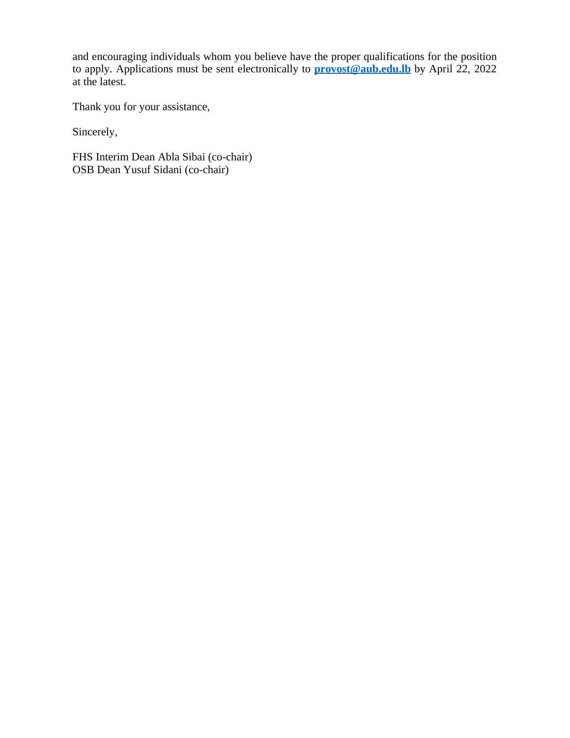and encouraging individuals whom you believe have the proper qualifications for the position to apply. Applications must be sent electronically to **provost@aub.edu.lb** by April 22, 2022 at the latest.

Thank you for your assistance,

Sincerely,

FHS Interim Dean Abla Sibai (co-chair)
OSB Dean Yusuf Sidani (co-chair)